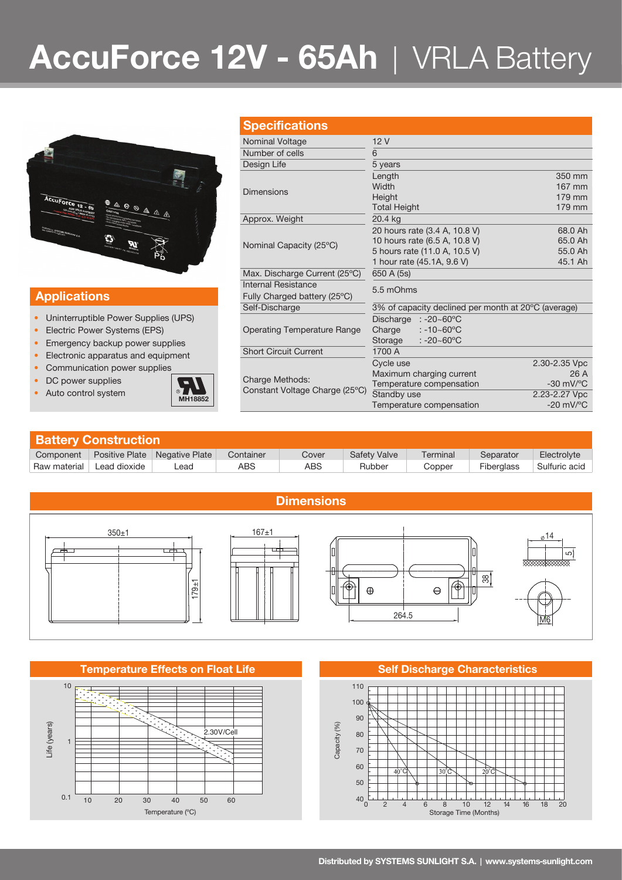# AccuForce 12V - 65Ah | VRLA Battery

## Applications

- Uninterruptible Power Supplies (UPS)
- Electric Power Systems (EPS)
- Emergency backup power supplies
- Electronic apparatus and equipment
- Communication power supplies
- DC power supplies
- Auto control system

MH18852

## Specifications

| | | |
|---|---|---|
| Nominal Voltage | 12 V | |
| Number of cells | 6 | |
| Design Life | 5 years | |
| Dimensions | Length | 350 mm |
| | Width | 167 mm |
| | Height | 179 mm |
| | Total Height | 179 mm |
| Approx. Weight | 20.4 kg | |
| Nominal Capacity (25ºC) | 20 hours rate (3.4 A, 10.8 V) | 68.0 Ah |
| | 10 hours rate (6.5 A, 10.8 V) | 65.0 Ah |
| | 5 hours rate (11.0 A, 10.5 V) | 55.0 Ah |
| | 1 hour rate (45.1A, 9.6 V) | 45.1 Ah |
| Max. Discharge Current (25ºC) | 650 A (5s) | |
| Internal Resistance Fully Charged battery (25ºC) | 5.5 mOhms | |
| Self-Discharge | 3% of capacity declined per month at 20ºC (average) | |
| Operating Temperature Range | Discharge : -20~60ºC | |
| | Charge : -10~60ºC | |
| | Storage : -20~60ºC | |
| Short Circuit Current | 1700 A | |
| Charge Methods: Constant Voltage Charge (25ºC) | Cycle use | 2.30-2.35 Vpc |
| | Maximum charging current | 26 A |
| | Temperature compensation | -30 mV/ºC |
| | Standby use | 2.23-2.27 Vpc |
| | Temperature compensation | -20 mV/ºC |

## Battery Construction

| Component | Positive Plate | Negative Plate | Container | Cover | Safety Valve | Terminal | Separator | Electrolyte |
|---|---|---|---|---|---|---|---|---|
| Raw material | Lead dioxide | Lead | ABS | ABS | Rubber | Copper | Fiberglass | Sulfuric acid |

## Dimensions

350±1, 167±1, 179±1, 264.5, 38, ⌀14, 5, M6

## Temperature Effects on Float Life

Life (years) vs Temperature (ºC); curve labelled 2.30V/Cell

## Self Discharge Characteristics

Capacity (%) vs Storage Time (Months); curves labelled 40ºC, 30ºC, 20ºC

Distributed by SYSTEMS SUNLIGHT S.A. | www.systems-sunlight.com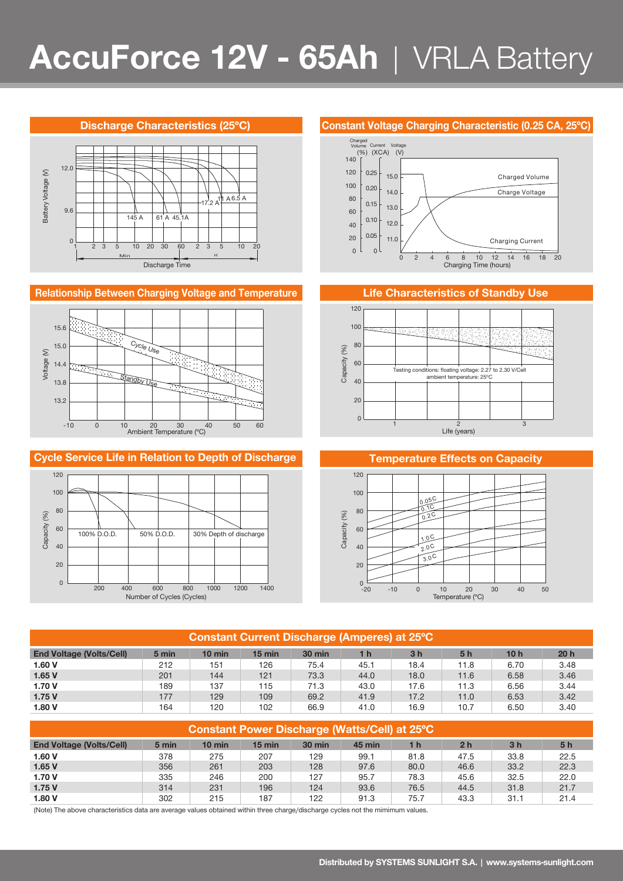# AccuForce 12V - 65Ah | VRLA Battery

## Discharge Characteristics (25ºC)

Battery Voltage (V)

12.0

9.6

0

145 A
61 A
45.1A
17.2 A
11 A
6.5 A

1 2 3 5 10 20 30 60 2 3 5 10 20

Min
H

Discharge Time

## Constant Voltage Charging Characteristic (0.25 CA, 25ºC)

Charged Volume (%)
Current (XCA)
Voltage (V)

140
120 0.25 15.0
100 0.20 14.0
80 0.15 13.0
60 0.10 12.0
40 0.05 11.0
20
0 0

Charged Volume
Charge Voltage
Charging Current

0 2 4 6 8 10 12 14 16 18 20

Charging Time (hours)

## Relationship Between Charging Voltage and Temperature

Voltage (V)

15.6
15.0
14.4
13.8
13.2

Cycle Use
Standby Use

-10 0 10 20 30 40 50 60

Ambient Temperature (ºC)

## Life Characteristics of Standby Use

Capacity (%)

120
100
80
60
40
20
0

Testing conditions: floating voltage: 2.27 to 2.30 V/Cell
ambient temperature: 25ºC

1 2 3

Life (years)

## Cycle Service Life in Relation to Depth of Discharge

Capacity (%)

120
100
80
60
40
20
0

100% D.O.D.
50% D.O.D.
30% Depth of discharge

200 400 600 800 1000 1200 1400

Number of Cycles (Cycles)

## Temperature Effects on Capacity

Capacity (%)

120
100
80
60
40
20
0

0.05C
0.1C
0.2C
1.0C
2.0C
3.0C

-20 -10 0 10 20 30 40 50

Temperature (ºC)

## Constant Current Discharge (Amperes) at 25ºC

| End Voltage (Volts/Cell) | 5 min | 10 min | 15 min | 30 min | 1 h | 3 h | 5 h | 10 h | 20 h |
|---|---|---|---|---|---|---|---|---|---|
| **1.60 V** | 212 | 151 | 126 | 75.4 | 45.1 | 18.4 | 11.8 | 6.70 | 3.48 |
| **1.65 V** | 201 | 144 | 121 | 73.3 | 44.0 | 18.0 | 11.6 | 6.58 | 3.46 |
| **1.70 V** | 189 | 137 | 115 | 71.3 | 43.0 | 17.6 | 11.3 | 6.56 | 3.44 |
| **1.75 V** | 177 | 129 | 109 | 69.2 | 41.9 | 17.2 | 11.0 | 6.53 | 3.42 |
| **1.80 V** | 164 | 120 | 102 | 66.9 | 41.0 | 16.9 | 10.7 | 6.50 | 3.40 |

## Constant Power Discharge (Watts/Cell) at 25ºC

| End Voltage (Volts/Cell) | 5 min | 10 min | 15 min | 30 min | 45 min | 1 h | 2 h | 3 h | 5 h |
|---|---|---|---|---|---|---|---|---|---|
| **1.60 V** | 378 | 275 | 207 | 129 | 99.1 | 81.8 | 47.5 | 33.8 | 22.5 |
| **1.65 V** | 356 | 261 | 203 | 128 | 97.6 | 80.0 | 46.6 | 33.2 | 22.3 |
| **1.70 V** | 335 | 246 | 200 | 127 | 95.7 | 78.3 | 45.6 | 32.5 | 22.0 |
| **1.75 V** | 314 | 231 | 196 | 124 | 93.6 | 76.5 | 44.5 | 31.8 | 21.7 |
| **1.80 V** | 302 | 215 | 187 | 122 | 91.3 | 75.7 | 43.3 | 31.1 | 21.4 |

(Note) The above characteristics data are average values obtained within three charge/discharge cycles not the mimimum values.

**Distributed by SYSTEMS SUNLIGHT S.A. | www.systems-sunlight.com**